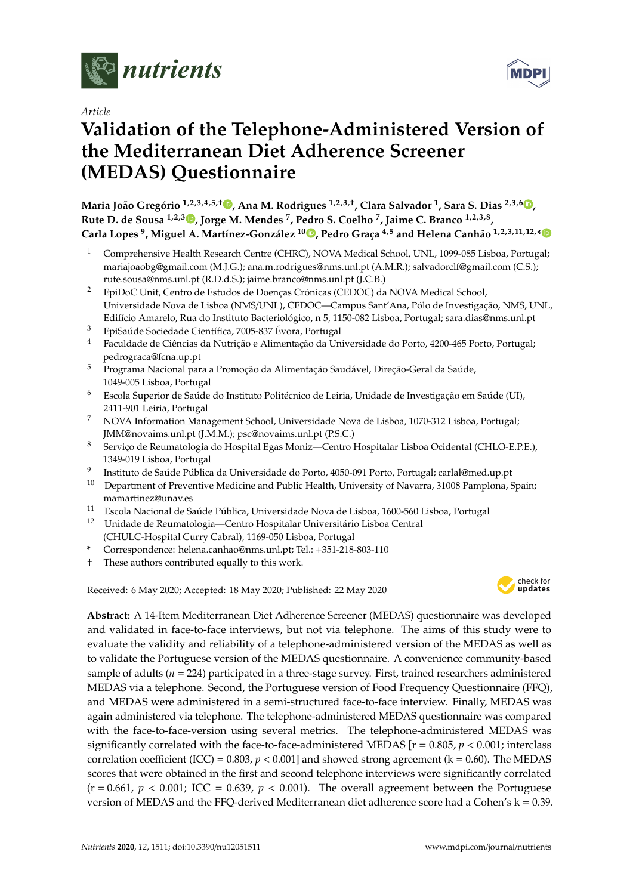*Article*

# Validation of the Telephone-Administered Version of the Mediterranean Diet Adherence Screener (MEDAS) Questionnaire

**Maria João Gregório [1,2,3,4,5,†], Ana M. Rodrigues [1,2,3,†], Clara Salvador [1], Sara S. Dias [2,3,6], Rute D. de Sousa [1,2,3], Jorge M. Mendes [7], Pedro S. Coelho [7], Jaime C. Branco [1,2,3,8], Carla Lopes [9], Miguel A. Martínez-González [10], Pedro Graça [4,5] and Helena Canhão [1,2,3,11,12,*]**

1. Comprehensive Health Research Centre (CHRC), NOVA Medical School, UNL, 1099-085 Lisboa, Portugal; mariajoaobg@gmail.com (M.J.G.); ana.m.rodrigues@nms.unl.pt (A.M.R.); salvadorclf@gmail.com (C.S.); rute.sousa@nms.unl.pt (R.D.d.S.); jaime.branco@nms.unl.pt (J.C.B.)
2. EpiDoC Unit, Centro de Estudos de Doenças Crónicas (CEDOC) da NOVA Medical School, Universidade Nova de Lisboa (NMS/UNL), CEDOC—Campus Sant'Ana, Pólo de Investigação, NMS, UNL, Edifício Amarelo, Rua do Instituto Bacteriológico, n 5, 1150-082 Lisboa, Portugal; sara.dias@nms.unl.pt
3. EpiSaúde Sociedade Científica, 7005-837 Évora, Portugal
4. Faculdade de Ciências da Nutrição e Alimentação da Universidade do Porto, 4200-465 Porto, Portugal; pedrograca@fcna.up.pt
5. Programa Nacional para a Promoção da Alimentação Saudável, Direção-Geral da Saúde, 1049-005 Lisboa, Portugal
6. Escola Superior de Saúde do Instituto Politécnico de Leiria, Unidade de Investigação em Saúde (UI), 2411-901 Leiria, Portugal
7. NOVA Information Management School, Universidade Nova de Lisboa, 1070-312 Lisboa, Portugal; JMM@novaims.unl.pt (J.M.M.); psc@novaims.unl.pt (P.S.C.)
8. Serviço de Reumatologia do Hospital Egas Moniz—Centro Hospitalar Lisboa Ocidental (CHLO-E.P.E.), 1349-019 Lisboa, Portugal
9. Instituto de Saúde Pública da Universidade do Porto, 4050-091 Porto, Portugal; carlal@med.up.pt
10. Department of Preventive Medicine and Public Health, University of Navarra, 31008 Pamplona, Spain; mamartinez@unav.es
11. Escola Nacional de Saúde Pública, Universidade Nova de Lisboa, 1600-560 Lisboa, Portugal
12. Unidade de Reumatologia—Centro Hospitalar Universitário Lisboa Central (CHULC-Hospital Curry Cabral), 1169-050 Lisboa, Portugal

\* Correspondence: helena.canhao@nms.unl.pt; Tel.: +351-218-803-110

† These authors contributed equally to this work.

Received: 6 May 2020; Accepted: 18 May 2020; Published: 22 May 2020

**Abstract:** A 14-Item Mediterranean Diet Adherence Screener (MEDAS) questionnaire was developed and validated in face-to-face interviews, but not via telephone. The aims of this study were to evaluate the validity and reliability of a telephone-administered version of the MEDAS as well as to validate the Portuguese version of the MEDAS questionnaire. A convenience community-based sample of adults ($n = 224$) participated in a three-stage survey. First, trained researchers administered MEDAS via a telephone. Second, the Portuguese version of Food Frequency Questionnaire (FFQ), and MEDAS were administered in a semi-structured face-to-face interview. Finally, MEDAS was again administered via telephone. The telephone-administered MEDAS questionnaire was compared with the face-to-face-version using several metrics. The telephone-administered MEDAS was significantly correlated with the face-to-face-administered MEDAS [r = 0.805, $p < 0.001$; interclass correlation coefficient (ICC) = 0.803, $p < 0.001$] and showed strong agreement (k = 0.60). The MEDAS scores that were obtained in the first and second telephone interviews were significantly correlated (r = 0.661, $p < 0.001$; ICC = 0.639, $p < 0.001$). The overall agreement between the Portuguese version of MEDAS and the FFQ-derived Mediterranean diet adherence score had a Cohen's k = 0.39.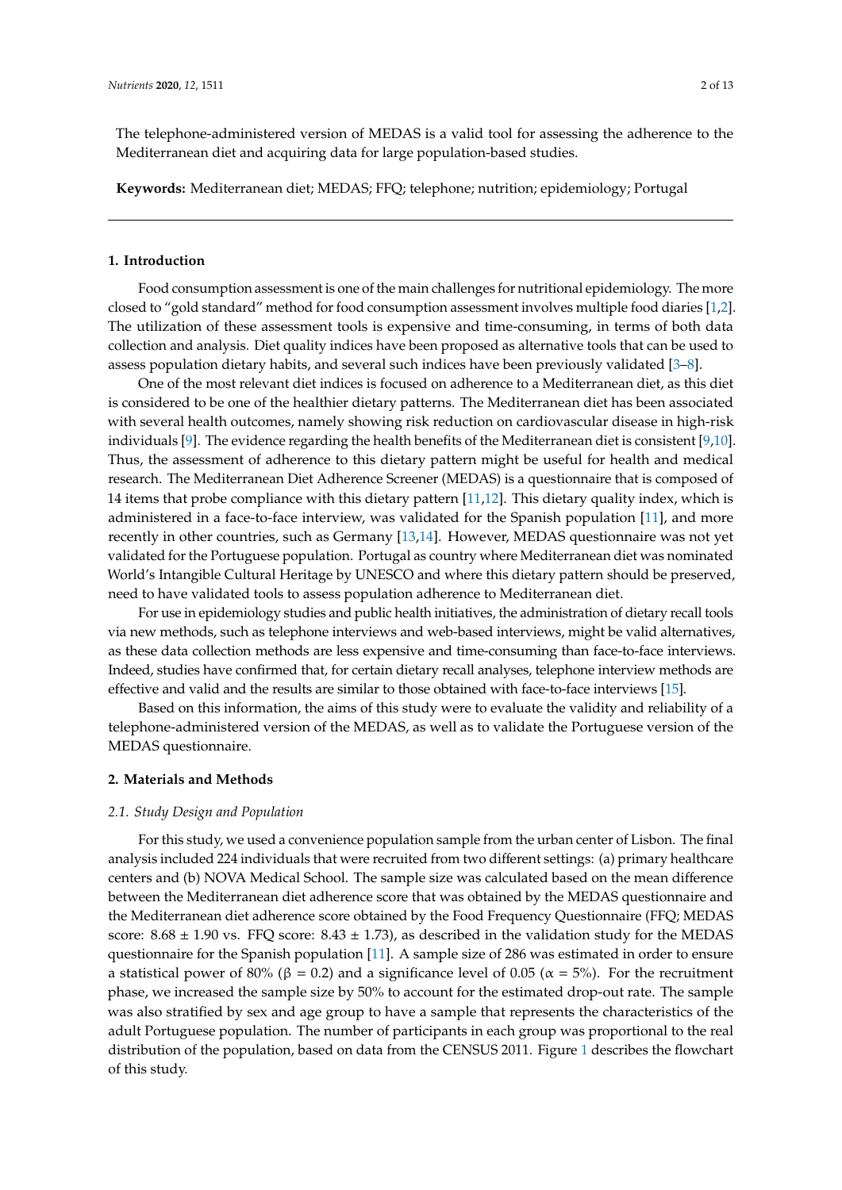The telephone-administered version of MEDAS is a valid tool for assessing the adherence to the Mediterranean diet and acquiring data for large population-based studies.

**Keywords:** Mediterranean diet; MEDAS; FFQ; telephone; nutrition; epidemiology; Portugal

## 1. Introduction

Food consumption assessment is one of the main challenges for nutritional epidemiology. The more closed to "gold standard" method for food consumption assessment involves multiple food diaries [1,2]. The utilization of these assessment tools is expensive and time-consuming, in terms of both data collection and analysis. Diet quality indices have been proposed as alternative tools that can be used to assess population dietary habits, and several such indices have been previously validated [3–8].

One of the most relevant diet indices is focused on adherence to a Mediterranean diet, as this diet is considered to be one of the healthier dietary patterns. The Mediterranean diet has been associated with several health outcomes, namely showing risk reduction on cardiovascular disease in high-risk individuals [9]. The evidence regarding the health benefits of the Mediterranean diet is consistent [9,10]. Thus, the assessment of adherence to this dietary pattern might be useful for health and medical research. The Mediterranean Diet Adherence Screener (MEDAS) is a questionnaire that is composed of 14 items that probe compliance with this dietary pattern [11,12]. This dietary quality index, which is administered in a face-to-face interview, was validated for the Spanish population [11], and more recently in other countries, such as Germany [13,14]. However, MEDAS questionnaire was not yet validated for the Portuguese population. Portugal as country where Mediterranean diet was nominated World's Intangible Cultural Heritage by UNESCO and where this dietary pattern should be preserved, need to have validated tools to assess population adherence to Mediterranean diet.

For use in epidemiology studies and public health initiatives, the administration of dietary recall tools via new methods, such as telephone interviews and web-based interviews, might be valid alternatives, as these data collection methods are less expensive and time-consuming than face-to-face interviews. Indeed, studies have confirmed that, for certain dietary recall analyses, telephone interview methods are effective and valid and the results are similar to those obtained with face-to-face interviews [15].

Based on this information, the aims of this study were to evaluate the validity and reliability of a telephone-administered version of the MEDAS, as well as to validate the Portuguese version of the MEDAS questionnaire.

## 2. Materials and Methods

### *2.1. Study Design and Population*

For this study, we used a convenience population sample from the urban center of Lisbon. The final analysis included 224 individuals that were recruited from two different settings: (a) primary healthcare centers and (b) NOVA Medical School. The sample size was calculated based on the mean difference between the Mediterranean diet adherence score that was obtained by the MEDAS questionnaire and the Mediterranean diet adherence score obtained by the Food Frequency Questionnaire (FFQ; MEDAS score: $8.68 \pm 1.90$ vs. FFQ score: $8.43 \pm 1.73$), as described in the validation study for the MEDAS questionnaire for the Spanish population [11]. A sample size of 286 was estimated in order to ensure a statistical power of 80% ($\beta = 0.2$) and a significance level of 0.05 ($\alpha = 5\%$). For the recruitment phase, we increased the sample size by 50% to account for the estimated drop-out rate. The sample was also stratified by sex and age group to have a sample that represents the characteristics of the adult Portuguese population. The number of participants in each group was proportional to the real distribution of the population, based on data from the CENSUS 2011. Figure 1 describes the flowchart of this study.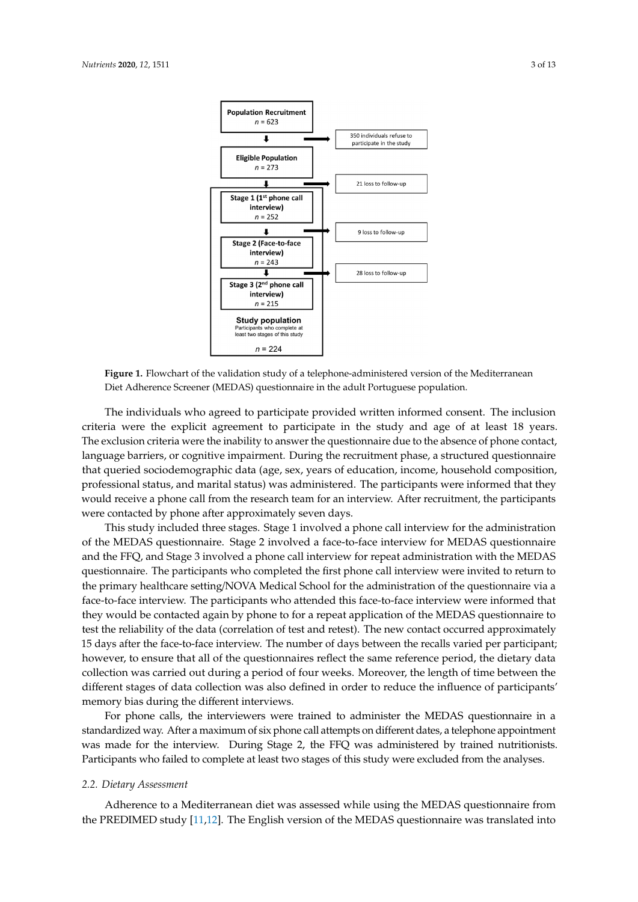Population Recruitment
$n$ = 623

350 individuals refuse to participate in the study

Eligible Population
$n$ = 273

21 loss to follow-up

Stage 1 (1st phone call interview)
$n$ = 252

9 loss to follow-up

Stage 2 (Face-to-face interview)
$n$ = 243

28 loss to follow-up

Stage 3 (2nd phone call interview)
$n$ = 215

Study population
Participants who complete at least two stages of this study
$n$ = 224

**Figure 1.** Flowchart of the validation study of a telephone-administered version of the Mediterranean Diet Adherence Screener (MEDAS) questionnaire in the adult Portuguese population.

The individuals who agreed to participate provided written informed consent. The inclusion criteria were the explicit agreement to participate in the study and age of at least 18 years. The exclusion criteria were the inability to answer the questionnaire due to the absence of phone contact, language barriers, or cognitive impairment. During the recruitment phase, a structured questionnaire that queried sociodemographic data (age, sex, years of education, income, household composition, professional status, and marital status) was administered. The participants were informed that they would receive a phone call from the research team for an interview. After recruitment, the participants were contacted by phone after approximately seven days.

This study included three stages. Stage 1 involved a phone call interview for the administration of the MEDAS questionnaire. Stage 2 involved a face-to-face interview for MEDAS questionnaire and the FFQ, and Stage 3 involved a phone call interview for repeat administration with the MEDAS questionnaire. The participants who completed the first phone call interview were invited to return to the primary healthcare setting/NOVA Medical School for the administration of the questionnaire via a face-to-face interview. The participants who attended this face-to-face interview were informed that they would be contacted again by phone to for a repeat application of the MEDAS questionnaire to test the reliability of the data (correlation of test and retest). The new contact occurred approximately 15 days after the face-to-face interview. The number of days between the recalls varied per participant; however, to ensure that all of the questionnaires reflect the same reference period, the dietary data collection was carried out during a period of four weeks. Moreover, the length of time between the different stages of data collection was also defined in order to reduce the influence of participants' memory bias during the different interviews.

For phone calls, the interviewers were trained to administer the MEDAS questionnaire in a standardized way. After a maximum of six phone call attempts on different dates, a telephone appointment was made for the interview. During Stage 2, the FFQ was administered by trained nutritionists. Participants who failed to complete at least two stages of this study were excluded from the analyses.

### 2.2. Dietary Assessment

Adherence to a Mediterranean diet was assessed while using the MEDAS questionnaire from the PREDIMED study [11,12]. The English version of the MEDAS questionnaire was translated into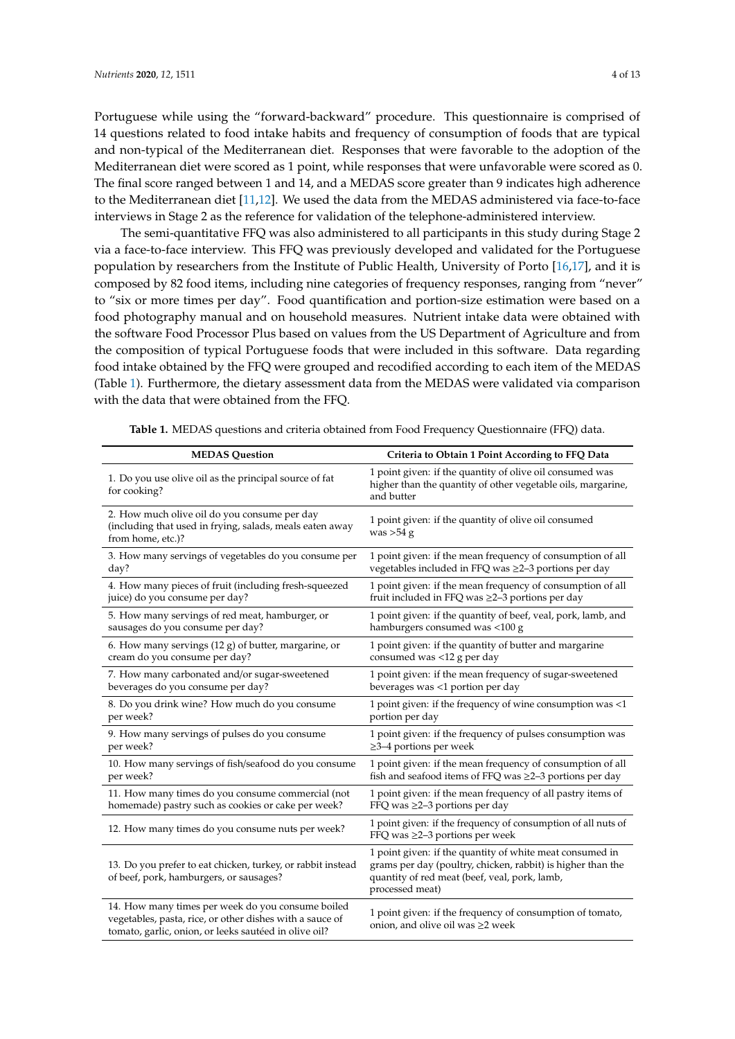Portuguese while using the "forward-backward" procedure. This questionnaire is comprised of 14 questions related to food intake habits and frequency of consumption of foods that are typical and non-typical of the Mediterranean diet. Responses that were favorable to the adoption of the Mediterranean diet were scored as 1 point, while responses that were unfavorable were scored as 0. The final score ranged between 1 and 14, and a MEDAS score greater than 9 indicates high adherence to the Mediterranean diet [11,12]. We used the data from the MEDAS administered via face-to-face interviews in Stage 2 as the reference for validation of the telephone-administered interview.

The semi-quantitative FFQ was also administered to all participants in this study during Stage 2 via a face-to-face interview. This FFQ was previously developed and validated for the Portuguese population by researchers from the Institute of Public Health, University of Porto [16,17], and it is composed by 82 food items, including nine categories of frequency responses, ranging from "never" to "six or more times per day". Food quantification and portion-size estimation were based on a food photography manual and on household measures. Nutrient intake data were obtained with the software Food Processor Plus based on values from the US Department of Agriculture and from the composition of typical Portuguese foods that were included in this software. Data regarding food intake obtained by the FFQ were grouped and recodified according to each item of the MEDAS (Table 1). Furthermore, the dietary assessment data from the MEDAS were validated via comparison with the data that were obtained from the FFQ.

**Table 1.** MEDAS questions and criteria obtained from Food Frequency Questionnaire (FFQ) data.

| MEDAS Question | Criteria to Obtain 1 Point According to FFQ Data |
| --- | --- |
| 1. Do you use olive oil as the principal source of fat for cooking? | 1 point given: if the quantity of olive oil consumed was higher than the quantity of other vegetable oils, margarine, and butter |
| 2. How much olive oil do you consume per day (including that used in frying, salads, meals eaten away from home, etc.)? | 1 point given: if the quantity of olive oil consumed was >54 g |
| 3. How many servings of vegetables do you consume per day? | 1 point given: if the mean frequency of consumption of all vegetables included in FFQ was ≥2–3 portions per day |
| 4. How many pieces of fruit (including fresh-squeezed juice) do you consume per day? | 1 point given: if the mean frequency of consumption of all fruit included in FFQ was ≥2–3 portions per day |
| 5. How many servings of red meat, hamburger, or sausages do you consume per day? | 1 point given: if the quantity of beef, veal, pork, lamb, and hamburgers consumed was <100 g |
| 6. How many servings (12 g) of butter, margarine, or cream do you consume per day? | 1 point given: if the quantity of butter and margarine consumed was <12 g per day |
| 7. How many carbonated and/or sugar-sweetened beverages do you consume per day? | 1 point given: if the mean frequency of sugar-sweetened beverages was <1 portion per day |
| 8. Do you drink wine? How much do you consume per week? | 1 point given: if the frequency of wine consumption was <1 portion per day |
| 9. How many servings of pulses do you consume per week? | 1 point given: if the frequency of pulses consumption was ≥3–4 portions per week |
| 10. How many servings of fish/seafood do you consume per week? | 1 point given: if the mean frequency of consumption of all fish and seafood items of FFQ was ≥2–3 portions per day |
| 11. How many times do you consume commercial (not homemade) pastry such as cookies or cake per week? | 1 point given: if the mean frequency of all pastry items of FFQ was ≥2–3 portions per day |
| 12. How many times do you consume nuts per week? | 1 point given: if the frequency of consumption of all nuts of FFQ was ≥2–3 portions per week |
| 13. Do you prefer to eat chicken, turkey, or rabbit instead of beef, pork, hamburgers, or sausages? | 1 point given: if the quantity of white meat consumed in grams per day (poultry, chicken, rabbit) is higher than the quantity of red meat (beef, veal, pork, lamb, processed meat) |
| 14. How many times per week do you consume boiled vegetables, pasta, rice, or other dishes with a sauce of tomato, garlic, onion, or leeks sautéed in olive oil? | 1 point given: if the frequency of consumption of tomato, onion, and olive oil was ≥2 week |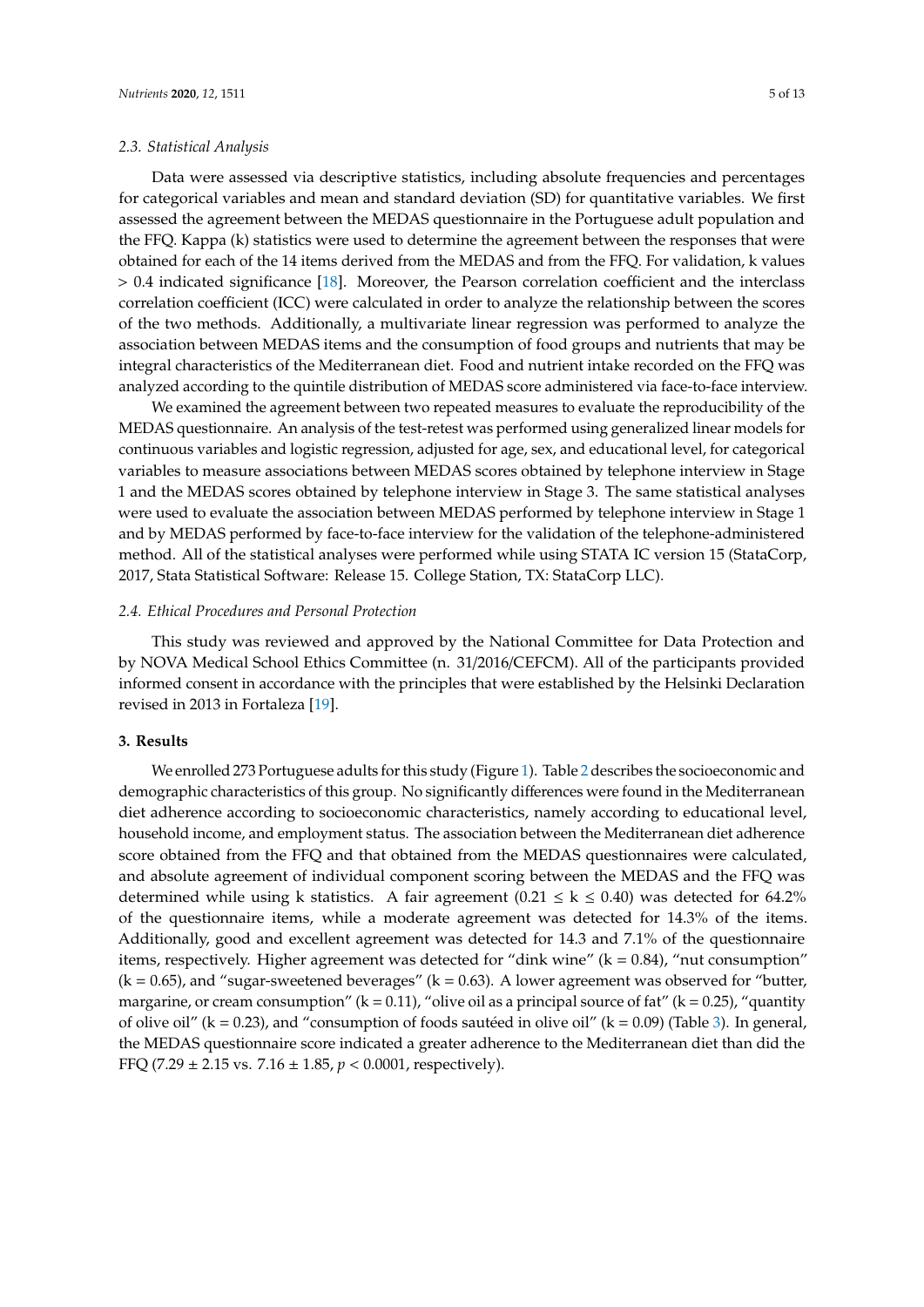### 2.3. Statistical Analysis

Data were assessed via descriptive statistics, including absolute frequencies and percentages for categorical variables and mean and standard deviation (SD) for quantitative variables. We first assessed the agreement between the MEDAS questionnaire in the Portuguese adult population and the FFQ. Kappa (k) statistics were used to determine the agreement between the responses that were obtained for each of the 14 items derived from the MEDAS and from the FFQ. For validation, k values > 0.4 indicated significance [18]. Moreover, the Pearson correlation coefficient and the interclass correlation coefficient (ICC) were calculated in order to analyze the relationship between the scores of the two methods. Additionally, a multivariate linear regression was performed to analyze the association between MEDAS items and the consumption of food groups and nutrients that may be integral characteristics of the Mediterranean diet. Food and nutrient intake recorded on the FFQ was analyzed according to the quintile distribution of MEDAS score administered via face-to-face interview.

We examined the agreement between two repeated measures to evaluate the reproducibility of the MEDAS questionnaire. An analysis of the test-retest was performed using generalized linear models for continuous variables and logistic regression, adjusted for age, sex, and educational level, for categorical variables to measure associations between MEDAS scores obtained by telephone interview in Stage 1 and the MEDAS scores obtained by telephone interview in Stage 3. The same statistical analyses were used to evaluate the association between MEDAS performed by telephone interview in Stage 1 and by MEDAS performed by face-to-face interview for the validation of the telephone-administered method. All of the statistical analyses were performed while using STATA IC version 15 (StataCorp, 2017, Stata Statistical Software: Release 15. College Station, TX: StataCorp LLC).

### 2.4. Ethical Procedures and Personal Protection

This study was reviewed and approved by the National Committee for Data Protection and by NOVA Medical School Ethics Committee (n. 31/2016/CEFCM). All of the participants provided informed consent in accordance with the principles that were established by the Helsinki Declaration revised in 2013 in Fortaleza [19].

## 3. Results

We enrolled 273 Portuguese adults for this study (Figure 1). Table 2 describes the socioeconomic and demographic characteristics of this group. No significantly differences were found in the Mediterranean diet adherence according to socioeconomic characteristics, namely according to educational level, household income, and employment status. The association between the Mediterranean diet adherence score obtained from the FFQ and that obtained from the MEDAS questionnaires were calculated, and absolute agreement of individual component scoring between the MEDAS and the FFQ was determined while using k statistics. A fair agreement ($0.21 \leq k \leq 0.40$) was detected for 64.2% of the questionnaire items, while a moderate agreement was detected for 14.3% of the items. Additionally, good and excellent agreement was detected for 14.3 and 7.1% of the questionnaire items, respectively. Higher agreement was detected for "dink wine" (k = 0.84), "nut consumption" (k = 0.65), and "sugar-sweetened beverages" (k = 0.63). A lower agreement was observed for "butter, margarine, or cream consumption" (k = 0.11), "olive oil as a principal source of fat" (k = 0.25), "quantity of olive oil" (k = 0.23), and "consumption of foods sautéed in olive oil" (k = 0.09) (Table 3). In general, the MEDAS questionnaire score indicated a greater adherence to the Mediterranean diet than did the FFQ (7.29 ± 2.15 vs. 7.16 ± 1.85, $p < 0.0001$, respectively).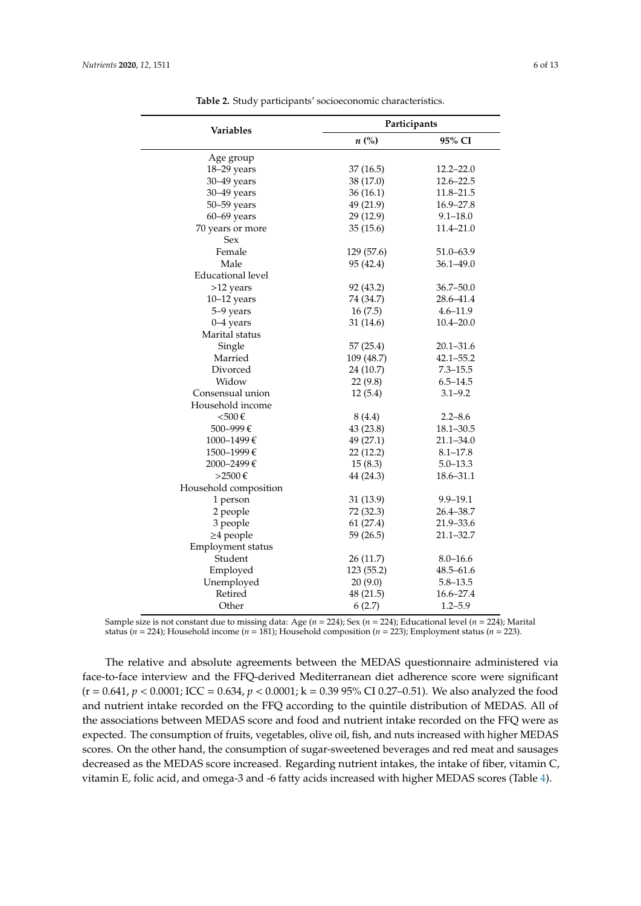**Table 2.** Study participants' socioeconomic characteristics.

| Variables | Participants | |
|---|---|---|
| | *n* (%) | 95% CI |
| Age group | | |
| 18–29 years | 37 (16.5) | 12.2–22.0 |
| 30–49 years | 38 (17.0) | 12.6–22.5 |
| 30–49 years | 36 (16.1) | 11.8–21.5 |
| 50–59 years | 49 (21.9) | 16.9–27.8 |
| 60–69 years | 29 (12.9) | 9.1–18.0 |
| 70 years or more | 35 (15.6) | 11.4–21.0 |
| Sex | | |
| Female | 129 (57.6) | 51.0–63.9 |
| Male | 95 (42.4) | 36.1–49.0 |
| Educational level | | |
| >12 years | 92 (43.2) | 36.7–50.0 |
| 10–12 years | 74 (34.7) | 28.6–41.4 |
| 5–9 years | 16 (7.5) | 4.6–11.9 |
| 0–4 years | 31 (14.6) | 10.4–20.0 |
| Marital status | | |
| Single | 57 (25.4) | 20.1–31.6 |
| Married | 109 (48.7) | 42.1–55.2 |
| Divorced | 24 (10.7) | 7.3–15.5 |
| Widow | 22 (9.8) | 6.5–14.5 |
| Consensual union | 12 (5.4) | 3.1–9.2 |
| Household income | | |
| <500 € | 8 (4.4) | 2.2–8.6 |
| 500–999 € | 43 (23.8) | 18.1–30.5 |
| 1000–1499 € | 49 (27.1) | 21.1–34.0 |
| 1500–1999 € | 22 (12.2) | 8.1–17.8 |
| 2000–2499 € | 15 (8.3) | 5.0–13.3 |
| >2500 € | 44 (24.3) | 18.6–31.1 |
| Household composition | | |
| 1 person | 31 (13.9) | 9.9–19.1 |
| 2 people | 72 (32.3) | 26.4–38.7 |
| 3 people | 61 (27.4) | 21.9–33.6 |
| ≥4 people | 59 (26.5) | 21.1–32.7 |
| Employment status | | |
| Student | 26 (11.7) | 8.0–16.6 |
| Employed | 123 (55.2) | 48.5–61.6 |
| Unemployed | 20 (9.0) | 5.8–13.5 |
| Retired | 48 (21.5) | 16.6–27.4 |
| Other | 6 (2.7) | 1.2–5.9 |

Sample size is not constant due to missing data: Age (*n* = 224); Sex (*n* = 224); Educational level (*n* = 224); Marital status (*n* = 224); Household income (*n* = 181); Household composition (*n* = 223); Employment status (*n* = 223).

The relative and absolute agreements between the MEDAS questionnaire administered via face-to-face interview and the FFQ-derived Mediterranean diet adherence score were significant ($r = 0.641$, $p < 0.0001$; ICC = 0.634, $p < 0.0001$; $k = 0.39$ 95% CI 0.27–0.51). We also analyzed the food and nutrient intake recorded on the FFQ according to the quintile distribution of MEDAS. All of the associations between MEDAS score and food and nutrient intake recorded on the FFQ were as expected. The consumption of fruits, vegetables, olive oil, fish, and nuts increased with higher MEDAS scores. On the other hand, the consumption of sugar-sweetened beverages and red meat and sausages decreased as the MEDAS score increased. Regarding nutrient intakes, the intake of fiber, vitamin C, vitamin E, folic acid, and omega-3 and -6 fatty acids increased with higher MEDAS scores (Table 4).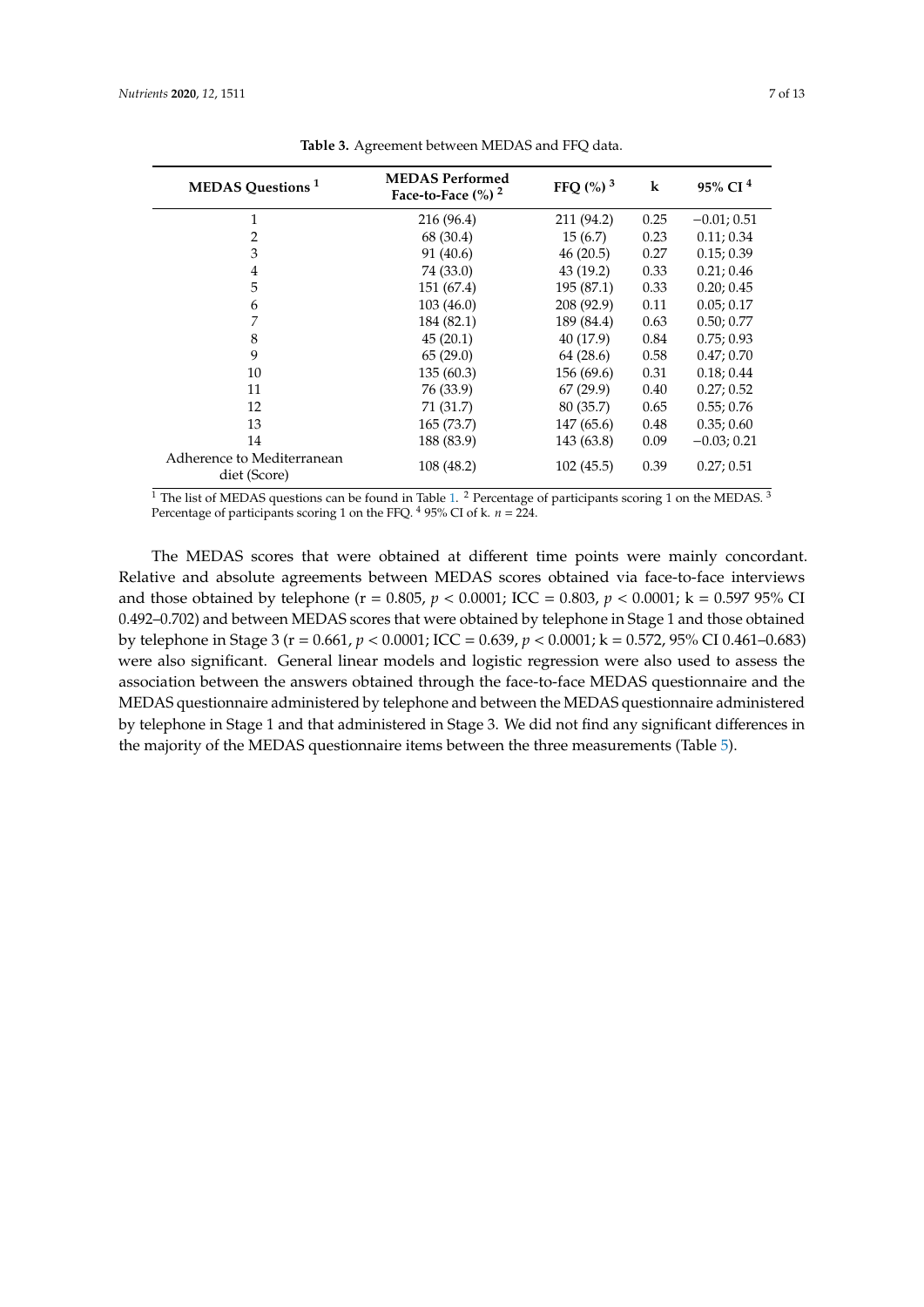**Table 3.** Agreement between MEDAS and FFQ data.

| MEDAS Questions [1] | MEDAS Performed Face-to-Face (%) [2] | FFQ (%) [3] | k | 95% CI [4] |
|---|---|---|---|---|
| 1 | 216 (96.4) | 211 (94.2) | 0.25 | −0.01; 0.51 |
| 2 | 68 (30.4) | 15 (6.7) | 0.23 | 0.11; 0.34 |
| 3 | 91 (40.6) | 46 (20.5) | 0.27 | 0.15; 0.39 |
| 4 | 74 (33.0) | 43 (19.2) | 0.33 | 0.21; 0.46 |
| 5 | 151 (67.4) | 195 (87.1) | 0.33 | 0.20; 0.45 |
| 6 | 103 (46.0) | 208 (92.9) | 0.11 | 0.05; 0.17 |
| 7 | 184 (82.1) | 189 (84.4) | 0.63 | 0.50; 0.77 |
| 8 | 45 (20.1) | 40 (17.9) | 0.84 | 0.75; 0.93 |
| 9 | 65 (29.0) | 64 (28.6) | 0.58 | 0.47; 0.70 |
| 10 | 135 (60.3) | 156 (69.6) | 0.31 | 0.18; 0.44 |
| 11 | 76 (33.9) | 67 (29.9) | 0.40 | 0.27; 0.52 |
| 12 | 71 (31.7) | 80 (35.7) | 0.65 | 0.55; 0.76 |
| 13 | 165 (73.7) | 147 (65.6) | 0.48 | 0.35; 0.60 |
| 14 | 188 (83.9) | 143 (63.8) | 0.09 | −0.03; 0.21 |
| Adherence to Mediterranean diet (Score) | 108 (48.2) | 102 (45.5) | 0.39 | 0.27; 0.51 |

[1] The list of MEDAS questions can be found in Table 1. [2] Percentage of participants scoring 1 on the MEDAS. [3] Percentage of participants scoring 1 on the FFQ. [4] 95% CI of k. $n = 224$.

The MEDAS scores that were obtained at different time points were mainly concordant. Relative and absolute agreements between MEDAS scores obtained via face-to-face interviews and those obtained by telephone (r = 0.805, $p < 0.0001$; ICC = 0.803, $p < 0.0001$; k = 0.597 95% CI 0.492–0.702) and between MEDAS scores that were obtained by telephone in Stage 1 and those obtained by telephone in Stage 3 (r = 0.661, $p < 0.0001$; ICC = 0.639, $p < 0.0001$; k = 0.572, 95% CI 0.461–0.683) were also significant. General linear models and logistic regression were also used to assess the association between the answers obtained through the face-to-face MEDAS questionnaire and the MEDAS questionnaire administered by telephone and between the MEDAS questionnaire administered by telephone in Stage 1 and that administered in Stage 3. We did not find any significant differences in the majority of the MEDAS questionnaire items between the three measurements (Table 5).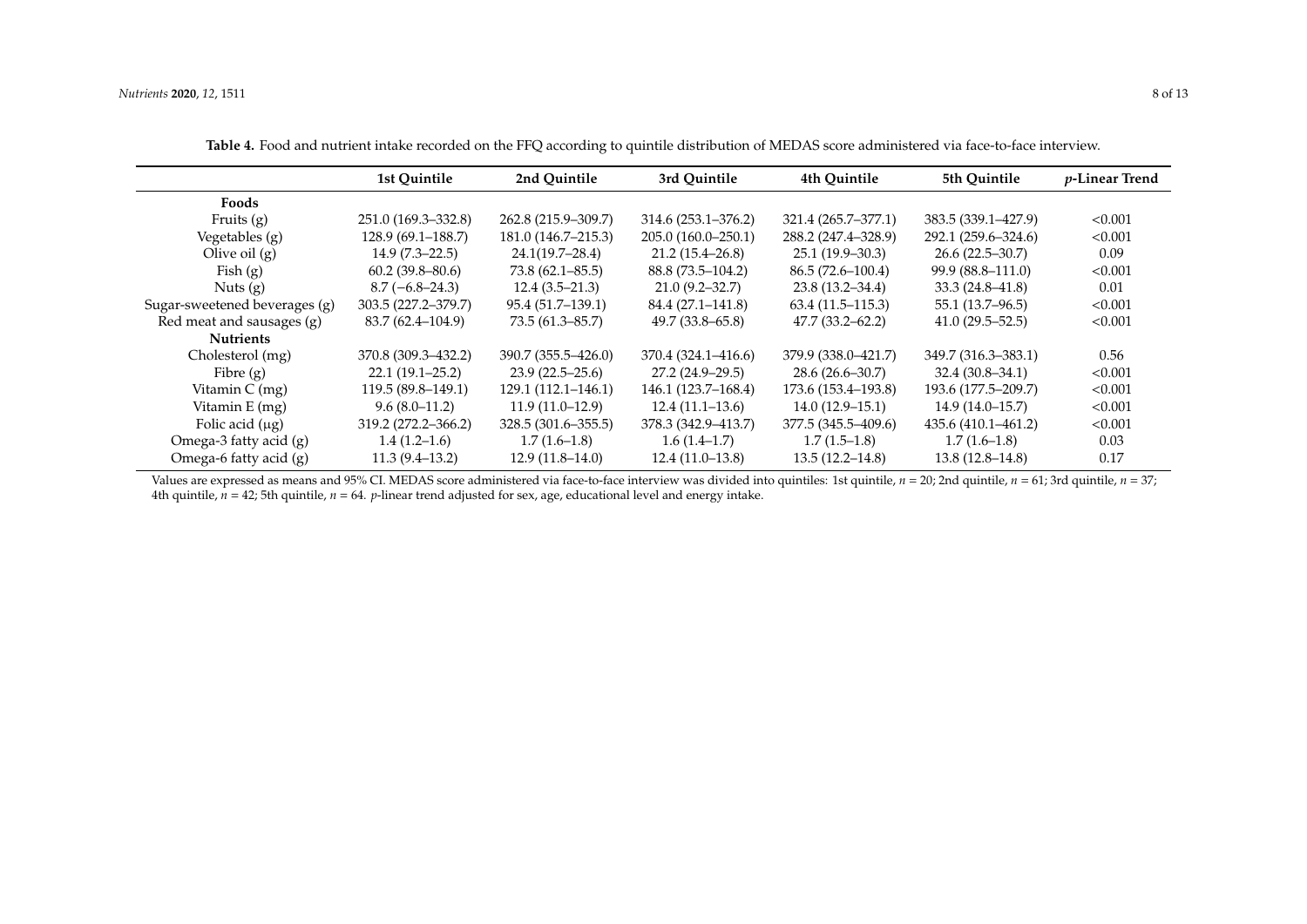**Table 4.** Food and nutrient intake recorded on the FFQ according to quintile distribution of MEDAS score administered via face-to-face interview.

| | 1st Quintile | 2nd Quintile | 3rd Quintile | 4th Quintile | 5th Quintile | *p*-Linear Trend |
|---|---|---|---|---|---|---|
| **Foods** | | | | | | |
| Fruits (g) | 251.0 (169.3–332.8) | 262.8 (215.9–309.7) | 314.6 (253.1–376.2) | 321.4 (265.7–377.1) | 383.5 (339.1–427.9) | <0.001 |
| Vegetables (g) | 128.9 (69.1–188.7) | 181.0 (146.7–215.3) | 205.0 (160.0–250.1) | 288.2 (247.4–328.9) | 292.1 (259.6–324.6) | <0.001 |
| Olive oil (g) | 14.9 (7.3–22.5) | 24.1(19.7–28.4) | 21.2 (15.4–26.8) | 25.1 (19.9–30.3) | 26.6 (22.5–30.7) | 0.09 |
| Fish (g) | 60.2 (39.8–80.6) | 73.8 (62.1–85.5) | 88.8 (73.5–104.2) | 86.5 (72.6–100.4) | 99.9 (88.8–111.0) | <0.001 |
| Nuts (g) | 8.7 (−6.8–24.3) | 12.4 (3.5–21.3) | 21.0 (9.2–32.7) | 23.8 (13.2–34.4) | 33.3 (24.8–41.8) | 0.01 |
| Sugar-sweetened beverages (g) | 303.5 (227.2–379.7) | 95.4 (51.7–139.1) | 84.4 (27.1–141.8) | 63.4 (11.5–115.3) | 55.1 (13.7–96.5) | <0.001 |
| Red meat and sausages (g) | 83.7 (62.4–104.9) | 73.5 (61.3–85.7) | 49.7 (33.8–65.8) | 47.7 (33.2–62.2) | 41.0 (29.5–52.5) | <0.001 |
| **Nutrients** | | | | | | |
| Cholesterol (mg) | 370.8 (309.3–432.2) | 390.7 (355.5–426.0) | 370.4 (324.1–416.6) | 379.9 (338.0–421.7) | 349.7 (316.3–383.1) | 0.56 |
| Fibre (g) | 22.1 (19.1–25.2) | 23.9 (22.5–25.6) | 27.2 (24.9–29.5) | 28.6 (26.6–30.7) | 32.4 (30.8–34.1) | <0.001 |
| Vitamin C (mg) | 119.5 (89.8–149.1) | 129.1 (112.1–146.1) | 146.1 (123.7–168.4) | 173.6 (153.4–193.8) | 193.6 (177.5–209.7) | <0.001 |
| Vitamin E (mg) | 9.6 (8.0–11.2) | 11.9 (11.0–12.9) | 12.4 (11.1–13.6) | 14.0 (12.9–15.1) | 14.9 (14.0–15.7) | <0.001 |
| Folic acid (μg) | 319.2 (272.2–366.2) | 328.5 (301.6–355.5) | 378.3 (342.9–413.7) | 377.5 (345.5–409.6) | 435.6 (410.1–461.2) | <0.001 |
| Omega-3 fatty acid (g) | 1.4 (1.2–1.6) | 1.7 (1.6–1.8) | 1.6 (1.4–1.7) | 1.7 (1.5–1.8) | 1.7 (1.6–1.8) | 0.03 |
| Omega-6 fatty acid (g) | 11.3 (9.4–13.2) | 12.9 (11.8–14.0) | 12.4 (11.0–13.8) | 13.5 (12.2–14.8) | 13.8 (12.8–14.8) | 0.17 |

Values are expressed as means and 95% CI. MEDAS score administered via face-to-face interview was divided into quintiles: 1st quintile, $n = 20$; 2nd quintile, $n = 61$; 3rd quintile, $n = 37$; 4th quintile, $n = 42$; 5th quintile, $n = 64$. *p*-linear trend adjusted for sex, age, educational level and energy intake.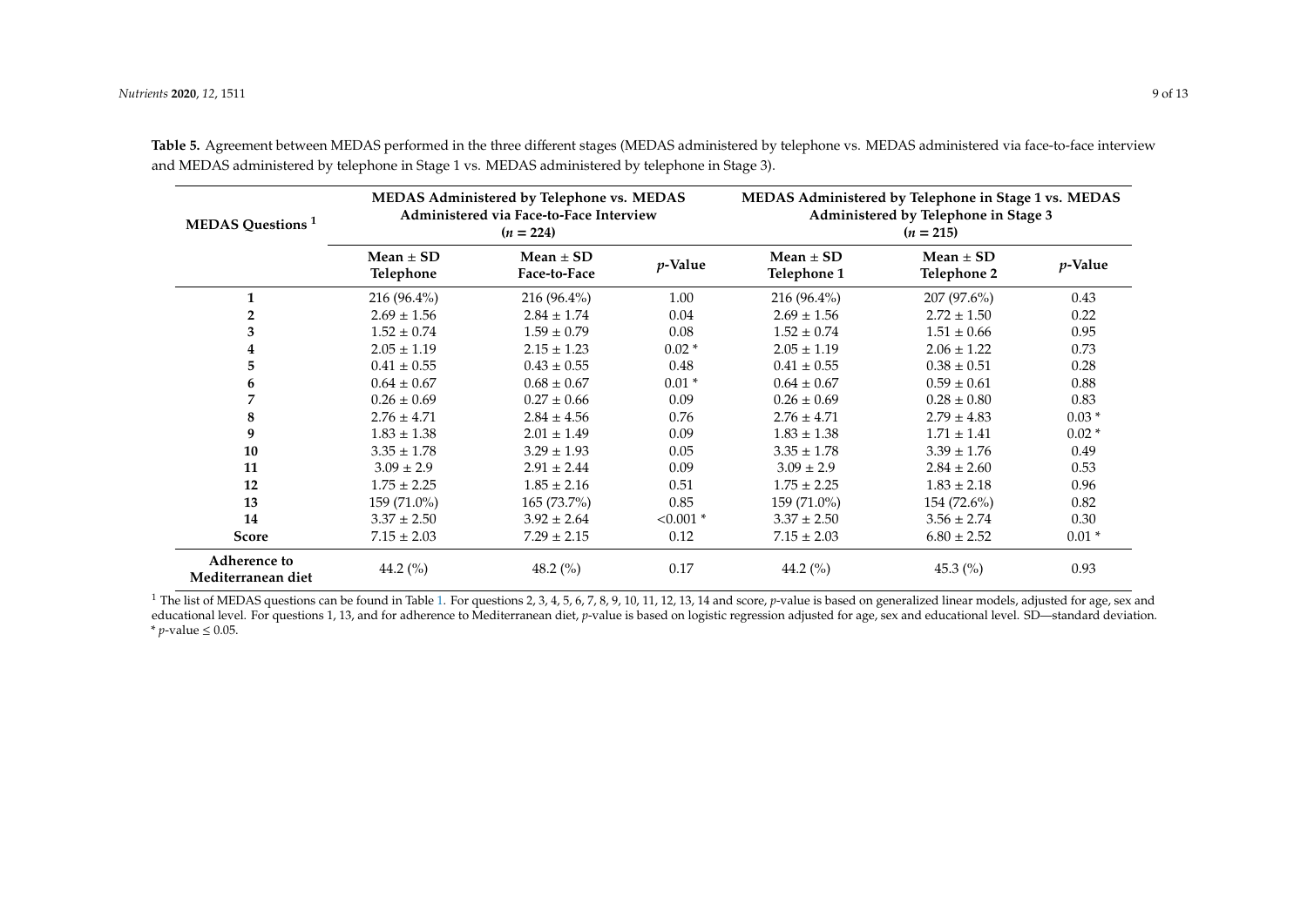**Table 5.** Agreement between MEDAS performed in the three different stages (MEDAS administered by telephone vs. MEDAS administered via face-to-face interview and MEDAS administered by telephone in Stage 1 vs. MEDAS administered by telephone in Stage 3).

| MEDAS Questions [1] | MEDAS Administered by Telephone vs. MEDAS Administered via Face-to-Face Interview ($n$ = 224) | | | MEDAS Administered by Telephone in Stage 1 vs. MEDAS Administered by Telephone in Stage 3 ($n$ = 215) | | |
|---|---|---|---|---|---|---|
| | Mean ± SD Telephone | Mean ± SD Face-to-Face | $p$-Value | Mean ± SD Telephone 1 | Mean ± SD Telephone 2 | $p$-Value |
| **1** | 216 (96.4%) | 216 (96.4%) | 1.00 | 216 (96.4%) | 207 (97.6%) | 0.43 |
| **2** | 2.69 ± 1.56 | 2.84 ± 1.74 | 0.04 | 2.69 ± 1.56 | 2.72 ± 1.50 | 0.22 |
| **3** | 1.52 ± 0.74 | 1.59 ± 0.79 | 0.08 | 1.52 ± 0.74 | 1.51 ± 0.66 | 0.95 |
| **4** | 2.05 ± 1.19 | 2.15 ± 1.23 | 0.02 * | 2.05 ± 1.19 | 2.06 ± 1.22 | 0.73 |
| **5** | 0.41 ± 0.55 | 0.43 ± 0.55 | 0.48 | 0.41 ± 0.55 | 0.38 ± 0.51 | 0.28 |
| **6** | 0.64 ± 0.67 | 0.68 ± 0.67 | 0.01 * | 0.64 ± 0.67 | 0.59 ± 0.61 | 0.88 |
| **7** | 0.26 ± 0.69 | 0.27 ± 0.66 | 0.09 | 0.26 ± 0.69 | 0.28 ± 0.80 | 0.83 |
| **8** | 2.76 ± 4.71 | 2.84 ± 4.56 | 0.76 | 2.76 ± 4.71 | 2.79 ± 4.83 | 0.03 * |
| **9** | 1.83 ± 1.38 | 2.01 ± 1.49 | 0.09 | 1.83 ± 1.38 | 1.71 ± 1.41 | 0.02 * |
| **10** | 3.35 ± 1.78 | 3.29 ± 1.93 | 0.05 | 3.35 ± 1.78 | 3.39 ± 1.76 | 0.49 |
| **11** | 3.09 ± 2.9 | 2.91 ± 2.44 | 0.09 | 3.09 ± 2.9 | 2.84 ± 2.60 | 0.53 |
| **12** | 1.75 ± 2.25 | 1.85 ± 2.16 | 0.51 | 1.75 ± 2.25 | 1.83 ± 2.18 | 0.96 |
| **13** | 159 (71.0%) | 165 (73.7%) | 0.85 | 159 (71.0%) | 154 (72.6%) | 0.82 |
| **14** | 3.37 ± 2.50 | 3.92 ± 2.64 | <0.001 * | 3.37 ± 2.50 | 3.56 ± 2.74 | 0.30 |
| **Score** | 7.15 ± 2.03 | 7.29 ± 2.15 | 0.12 | 7.15 ± 2.03 | 6.80 ± 2.52 | 0.01 * |
| **Adherence to Mediterranean diet** | 44.2 (%) | 48.2 (%) | 0.17 | 44.2 (%) | 45.3 (%) | 0.93 |

[1] The list of MEDAS questions can be found in Table 1. For questions 2, 3, 4, 5, 6, 7, 8, 9, 10, 11, 12, 13, 14 and score, $p$-value is based on generalized linear models, adjusted for age, sex and educational level. For questions 1, 13, and for adherence to Mediterranean diet, $p$-value is based on logistic regression adjusted for age, sex and educational level. SD—standard deviation. * $p$-value ≤ 0.05.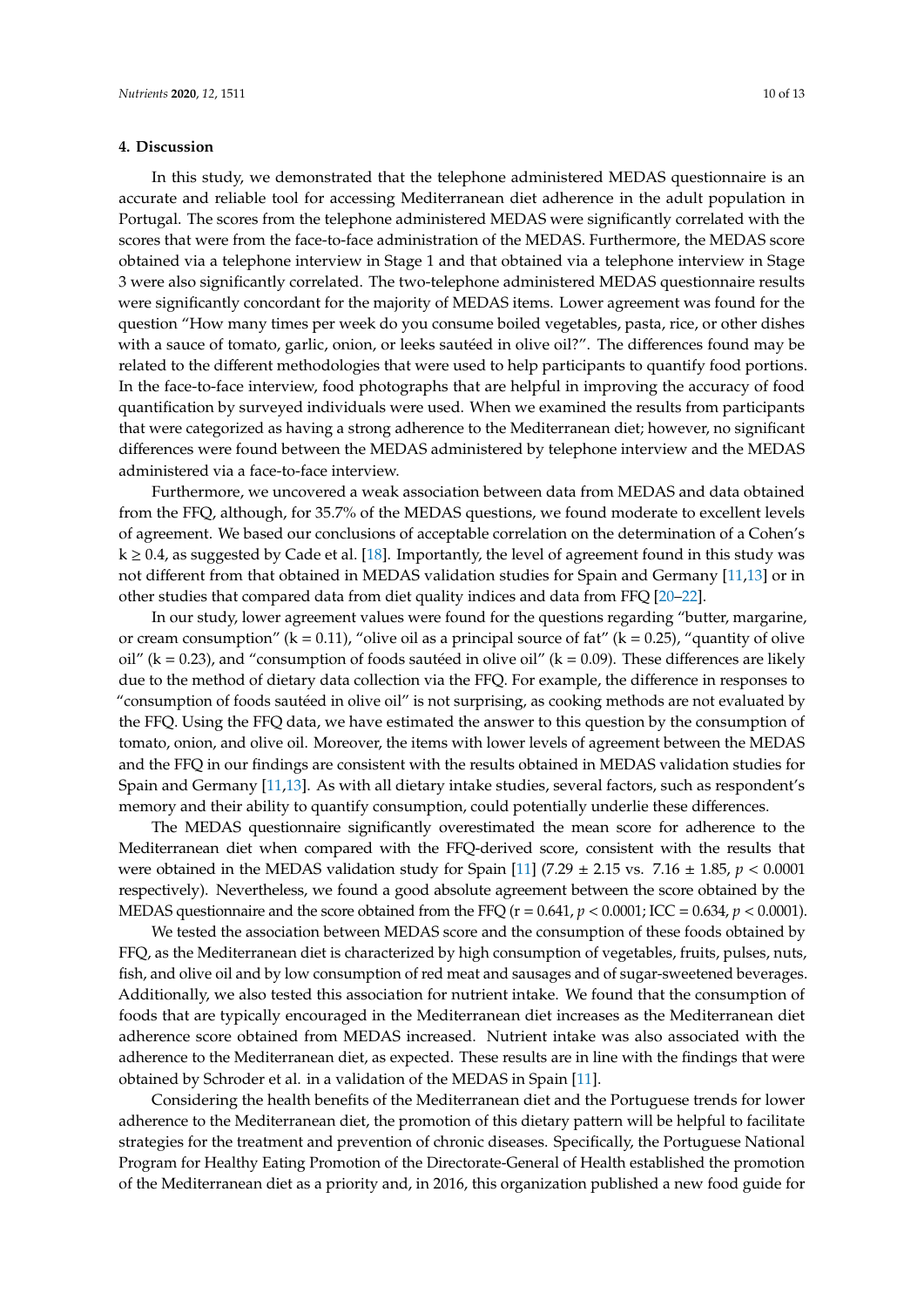## 4. Discussion

In this study, we demonstrated that the telephone administered MEDAS questionnaire is an accurate and reliable tool for accessing Mediterranean diet adherence in the adult population in Portugal. The scores from the telephone administered MEDAS were significantly correlated with the scores that were from the face-to-face administration of the MEDAS. Furthermore, the MEDAS score obtained via a telephone interview in Stage 1 and that obtained via a telephone interview in Stage 3 were also significantly correlated. The two-telephone administered MEDAS questionnaire results were significantly concordant for the majority of MEDAS items. Lower agreement was found for the question "How many times per week do you consume boiled vegetables, pasta, rice, or other dishes with a sauce of tomato, garlic, onion, or leeks sautéed in olive oil?". The differences found may be related to the different methodologies that were used to help participants to quantify food portions. In the face-to-face interview, food photographs that are helpful in improving the accuracy of food quantification by surveyed individuals were used. When we examined the results from participants that were categorized as having a strong adherence to the Mediterranean diet; however, no significant differences were found between the MEDAS administered by telephone interview and the MEDAS administered via a face-to-face interview.

Furthermore, we uncovered a weak association between data from MEDAS and data obtained from the FFQ, although, for 35.7% of the MEDAS questions, we found moderate to excellent levels of agreement. We based our conclusions of acceptable correlation on the determination of a Cohen's $k \geq 0.4$, as suggested by Cade et al. [18]. Importantly, the level of agreement found in this study was not different from that obtained in MEDAS validation studies for Spain and Germany [11,13] or in other studies that compared data from diet quality indices and data from FFQ [20–22].

In our study, lower agreement values were found for the questions regarding "butter, margarine, or cream consumption" ($k = 0.11$), "olive oil as a principal source of fat" ($k = 0.25$), "quantity of olive oil" ($k = 0.23$), and "consumption of foods sautéed in olive oil" ($k = 0.09$). These differences are likely due to the method of dietary data collection via the FFQ. For example, the difference in responses to "consumption of foods sautéed in olive oil" is not surprising, as cooking methods are not evaluated by the FFQ. Using the FFQ data, we have estimated the answer to this question by the consumption of tomato, onion, and olive oil. Moreover, the items with lower levels of agreement between the MEDAS and the FFQ in our findings are consistent with the results obtained in MEDAS validation studies for Spain and Germany [11,13]. As with all dietary intake studies, several factors, such as respondent's memory and their ability to quantify consumption, could potentially underlie these differences.

The MEDAS questionnaire significantly overestimated the mean score for adherence to the Mediterranean diet when compared with the FFQ-derived score, consistent with the results that were obtained in the MEDAS validation study for Spain [11] ($7.29 \pm 2.15$ vs. $7.16 \pm 1.85$, $p < 0.0001$ respectively). Nevertheless, we found a good absolute agreement between the score obtained by the MEDAS questionnaire and the score obtained from the FFQ ($r = 0.641$, $p < 0.0001$; ICC = 0.634, $p < 0.0001$).

We tested the association between MEDAS score and the consumption of these foods obtained by FFQ, as the Mediterranean diet is characterized by high consumption of vegetables, fruits, pulses, nuts, fish, and olive oil and by low consumption of red meat and sausages and of sugar-sweetened beverages. Additionally, we also tested this association for nutrient intake. We found that the consumption of foods that are typically encouraged in the Mediterranean diet increases as the Mediterranean diet adherence score obtained from MEDAS increased. Nutrient intake was also associated with the adherence to the Mediterranean diet, as expected. These results are in line with the findings that were obtained by Schroder et al. in a validation of the MEDAS in Spain [11].

Considering the health benefits of the Mediterranean diet and the Portuguese trends for lower adherence to the Mediterranean diet, the promotion of this dietary pattern will be helpful to facilitate strategies for the treatment and prevention of chronic diseases. Specifically, the Portuguese National Program for Healthy Eating Promotion of the Directorate-General of Health established the promotion of the Mediterranean diet as a priority and, in 2016, this organization published a new food guide for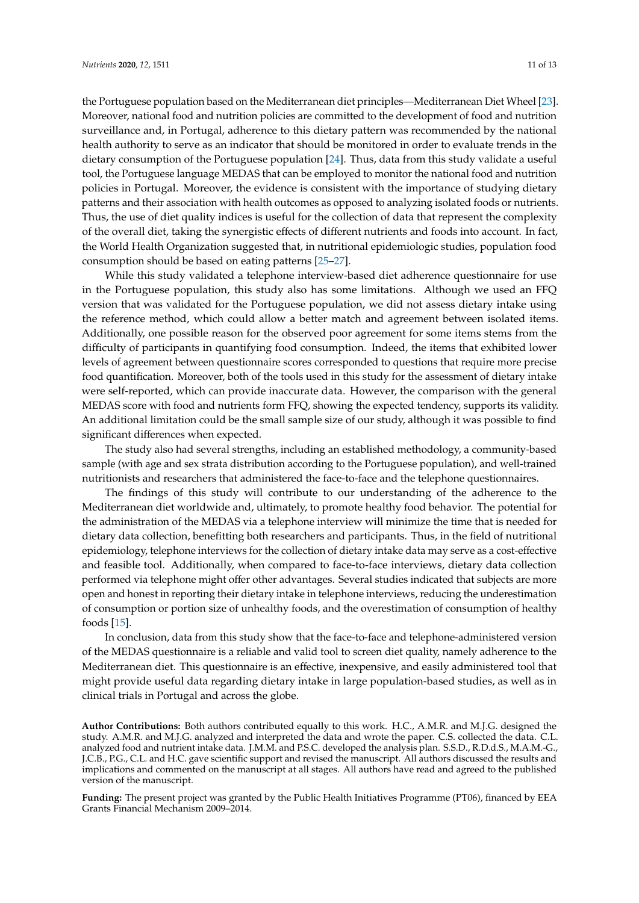the Portuguese population based on the Mediterranean diet principles—Mediterranean Diet Wheel [23]. Moreover, national food and nutrition policies are committed to the development of food and nutrition surveillance and, in Portugal, adherence to this dietary pattern was recommended by the national health authority to serve as an indicator that should be monitored in order to evaluate trends in the dietary consumption of the Portuguese population [24]. Thus, data from this study validate a useful tool, the Portuguese language MEDAS that can be employed to monitor the national food and nutrition policies in Portugal. Moreover, the evidence is consistent with the importance of studying dietary patterns and their association with health outcomes as opposed to analyzing isolated foods or nutrients. Thus, the use of diet quality indices is useful for the collection of data that represent the complexity of the overall diet, taking the synergistic effects of different nutrients and foods into account. In fact, the World Health Organization suggested that, in nutritional epidemiologic studies, population food consumption should be based on eating patterns [25–27].

While this study validated a telephone interview-based diet adherence questionnaire for use in the Portuguese population, this study also has some limitations. Although we used an FFQ version that was validated for the Portuguese population, we did not assess dietary intake using the reference method, which could allow a better match and agreement between isolated items. Additionally, one possible reason for the observed poor agreement for some items stems from the difficulty of participants in quantifying food consumption. Indeed, the items that exhibited lower levels of agreement between questionnaire scores corresponded to questions that require more precise food quantification. Moreover, both of the tools used in this study for the assessment of dietary intake were self-reported, which can provide inaccurate data. However, the comparison with the general MEDAS score with food and nutrients form FFQ, showing the expected tendency, supports its validity. An additional limitation could be the small sample size of our study, although it was possible to find significant differences when expected.

The study also had several strengths, including an established methodology, a community-based sample (with age and sex strata distribution according to the Portuguese population), and well-trained nutritionists and researchers that administered the face-to-face and the telephone questionnaires.

The findings of this study will contribute to our understanding of the adherence to the Mediterranean diet worldwide and, ultimately, to promote healthy food behavior. The potential for the administration of the MEDAS via a telephone interview will minimize the time that is needed for dietary data collection, benefitting both researchers and participants. Thus, in the field of nutritional epidemiology, telephone interviews for the collection of dietary intake data may serve as a cost-effective and feasible tool. Additionally, when compared to face-to-face interviews, dietary data collection performed via telephone might offer other advantages. Several studies indicated that subjects are more open and honest in reporting their dietary intake in telephone interviews, reducing the underestimation of consumption or portion size of unhealthy foods, and the overestimation of consumption of healthy foods [15].

In conclusion, data from this study show that the face-to-face and telephone-administered version of the MEDAS questionnaire is a reliable and valid tool to screen diet quality, namely adherence to the Mediterranean diet. This questionnaire is an effective, inexpensive, and easily administered tool that might provide useful data regarding dietary intake in large population-based studies, as well as in clinical trials in Portugal and across the globe.

**Author Contributions:** Both authors contributed equally to this work. H.C., A.M.R. and M.J.G. designed the study. A.M.R. and M.J.G. analyzed and interpreted the data and wrote the paper. C.S. collected the data. C.L. analyzed food and nutrient intake data. J.M.M. and P.S.C. developed the analysis plan. S.S.D., R.D.d.S., M.A.M.-G., J.C.B., P.G., C.L. and H.C. gave scientific support and revised the manuscript. All authors discussed the results and implications and commented on the manuscript at all stages. All authors have read and agreed to the published version of the manuscript.

**Funding:** The present project was granted by the Public Health Initiatives Programme (PT06), financed by EEA Grants Financial Mechanism 2009–2014.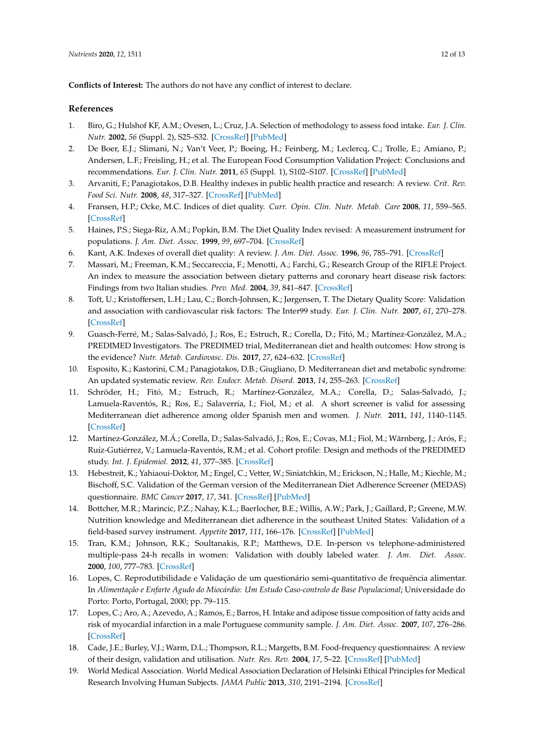**Conflicts of Interest:** The authors do not have any conflict of interest to declare.

## References

1. Biro, G.; Hulshof KF, A.M.; Ovesen, L.; Cruz, J.A. Selection of methodology to assess food intake. *Eur. J. Clin. Nutr.* **2002**, *56* (Suppl. 2), S25–S32. [CrossRef] [PubMed]
2. De Boer, E.J.; Slimani, N.; Van't Veer, P.; Boeing, H.; Feinberg, M.; Leclercq, C.; Trolle, E.; Amiano, P.; Andersen, L.F.; Freisling, H.; et al. The European Food Consumption Validation Project: Conclusions and recommendations. *Eur. J. Clin. Nutr.* **2011**, *65* (Suppl. 1), S102–S107. [CrossRef] [PubMed]
3. Arvaniti, F.; Panagiotakos, D.B. Healthy indexes in public health practice and research: A review. *Crit. Rev. Food Sci. Nutr.* **2008**, *48*, 317–327. [CrossRef] [PubMed]
4. Fransen, H.P.; Ocke, M.C. Indices of diet quality. *Curr. Opin. Clin. Nutr. Metab. Care* **2008**, *11*, 559–565. [CrossRef]
5. Haines, P.S.; Siega-Riz, A.M.; Popkin, B.M. The Diet Quality Index revised: A measurement instrument for populations. *J. Am. Diet. Assoc.* **1999**, *99*, 697–704. [CrossRef]
6. Kant, A.K. Indexes of overall diet quality: A review. *J. Am. Diet. Assoc.* **1996**, *96*, 785–791. [CrossRef]
7. Massari, M.; Freeman, K.M.; Seccareccia, F.; Menotti, A.; Farchi, G.; Research Group of the RIFLE Project. An index to measure the association between dietary patterns and coronary heart disease risk factors: Findings from two Italian studies. *Prev. Med.* **2004**, *39*, 841–847. [CrossRef]
8. Toft, U.; Kristoffersen, L.H.; Lau, C.; Borch-Johnsen, K.; Jørgensen, T. The Dietary Quality Score: Validation and association with cardiovascular risk factors: The Inter99 study. *Eur. J. Clin. Nutr.* **2007**, *61*, 270–278. [CrossRef]
9. Guasch-Ferré, M.; Salas-Salvadó, J.; Ros, E.; Estruch, R.; Corella, D.; Fitó, M.; Martínez-González, M.A.; PREDIMED Investigators. The PREDIMED trial, Mediterranean diet and health outcomes: How strong is the evidence? *Nutr. Metab. Cardiovasc. Dis.* **2017**, *27*, 624–632. [CrossRef]
10. Esposito, K.; Kastorini, C.M.; Panagiotakos, D.B.; Giugliano, D. Mediterranean diet and metabolic syndrome: An updated systematic review. *Rev. Endocr. Metab. Disord.* **2013**, *14*, 255–263. [CrossRef]
11. Schröder, H.; Fitó, M.; Estruch, R.; Martínez-González, M.A.; Corella, D.; Salas-Salvadó, J.; Lamuela-Raventós, R.; Ros, E.; Salaverría, I.; Fiol, M.; et al. A short screener is valid for assessing Mediterranean diet adherence among older Spanish men and women. *J. Nutr.* **2011**, *141*, 1140–1145. [CrossRef]
12. Martínez-González, M.Á.; Corella, D.; Salas-Salvadó, J.; Ros, E.; Covas, M.I.; Fiol, M.; Wärnberg, J.; Arós, F.; Ruíz-Gutiérrez, V.; Lamuela-Raventós, R.M.; et al. Cohort profile: Design and methods of the PREDIMED study. *Int. J. Epidemiol.* **2012**, *41*, 377–385. [CrossRef]
13. Hebestreit, K.; Yahiaoui-Doktor, M.; Engel, C.; Vetter, W.; Siniatchkin, M.; Erickson, N.; Halle, M.; Kiechle, M.; Bischoff, S.C. Validation of the German version of the Mediterranean Diet Adherence Screener (MEDAS) questionnaire. *BMC Cancer* **2017**, *17*, 341. [CrossRef] [PubMed]
14. Bottcher, M.R.; Marincic, P.Z.; Nahay, K.L.; Baerlocher, B.E.; Willis, A.W.; Park, J.; Gaillard, P.; Greene, M.W. Nutrition knowledge and Mediterranean diet adherence in the southeast United States: Validation of a field-based survey instrument. *Appetite* **2017**, *111*, 166–176. [CrossRef] [PubMed]
15. Tran, K.M.; Johnson, R.K.; Soultanakis, R.P.; Matthews, D.E. In-person vs telephone-administered multiple-pass 24-h recalls in women: Validation with doubly labeled water. *J. Am. Diet. Assoc.* **2000**, *100*, 777–783. [CrossRef]
16. Lopes, C. Reprodutibilidade e Validação de um questionário semi-quantitativo de frequência alimentar. In *Alimentação e Enfarte Agudo do Miocárdio: Um Estudo Caso-controlo de Base Populacional*; Universidade do Porto: Porto, Portugal, 2000; pp. 79–115.
17. Lopes, C.; Aro, A.; Azevedo, A.; Ramos, E.; Barros, H. Intake and adipose tissue composition of fatty acids and risk of myocardial infarction in a male Portuguese community sample. *J. Am. Diet. Assoc.* **2007**, *107*, 276–286. [CrossRef]
18. Cade, J.E.; Burley, V.J.; Warm, D.L.; Thompson, R.L.; Margetts, B.M. Food-frequency questionnaires: A review of their design, validation and utilisation. *Nutr. Res. Rev.* **2004**, *17*, 5–22. [CrossRef] [PubMed]
19. World Medical Association. World Medical Association Declaration of Helsinki Ethical Principles for Medical Research Involving Human Subjects. *JAMA Public* **2013**, *310*, 2191–2194. [CrossRef]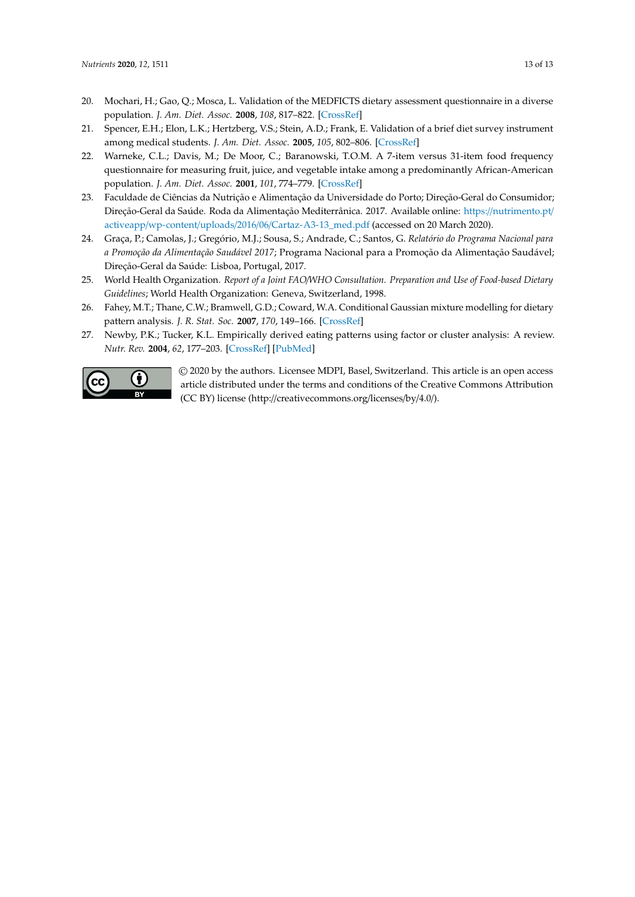20. Mochari, H.; Gao, Q.; Mosca, L. Validation of the MEDFICTS dietary assessment questionnaire in a diverse population. *J. Am. Diet. Assoc.* **2008**, *108*, 817–822. [CrossRef]
21. Spencer, E.H.; Elon, L.K.; Hertzberg, V.S.; Stein, A.D.; Frank, E. Validation of a brief diet survey instrument among medical students. *J. Am. Diet. Assoc.* **2005**, *105*, 802–806. [CrossRef]
22. Warneke, C.L.; Davis, M.; De Moor, C.; Baranowski, T.O.M. A 7-item versus 31-item food frequency questionnaire for measuring fruit, juice, and vegetable intake among a predominantly African-American population. *J. Am. Diet. Assoc.* **2001**, *101*, 774–779. [CrossRef]
23. Faculdade de Ciências da Nutrição e Alimentação da Universidade do Porto; Direção-Geral do Consumidor; Direção-Geral da Saúde. Roda da Alimentação Mediterrânica. 2017. Available online: https://nutrimento.pt/activeapp/wp-content/uploads/2016/06/Cartaz-A3-13_med.pdf (accessed on 20 March 2020).
24. Graça, P.; Camolas, J.; Gregório, M.J.; Sousa, S.; Andrade, C.; Santos, G. *Relatório do Programa Nacional para a Promoção da Alimentação Saudável 2017*; Programa Nacional para a Promoção da Alimentação Saudável; Direção-Geral da Saúde: Lisboa, Portugal, 2017.
25. World Health Organization. *Report of a Joint FAO/WHO Consultation. Preparation and Use of Food-based Dietary Guidelines*; World Health Organization: Geneva, Switzerland, 1998.
26. Fahey, M.T.; Thane, C.W.; Bramwell, G.D.; Coward, W.A. Conditional Gaussian mixture modelling for dietary pattern analysis. *J. R. Stat. Soc.* **2007**, *170*, 149–166. [CrossRef]
27. Newby, P.K.; Tucker, K.L. Empirically derived eating patterns using factor or cluster analysis: A review. *Nutr. Rev.* **2004**, *62*, 177–203. [CrossRef] [PubMed]

© 2020 by the authors. Licensee MDPI, Basel, Switzerland. This article is an open access article distributed under the terms and conditions of the Creative Commons Attribution (CC BY) license (http://creativecommons.org/licenses/by/4.0/).